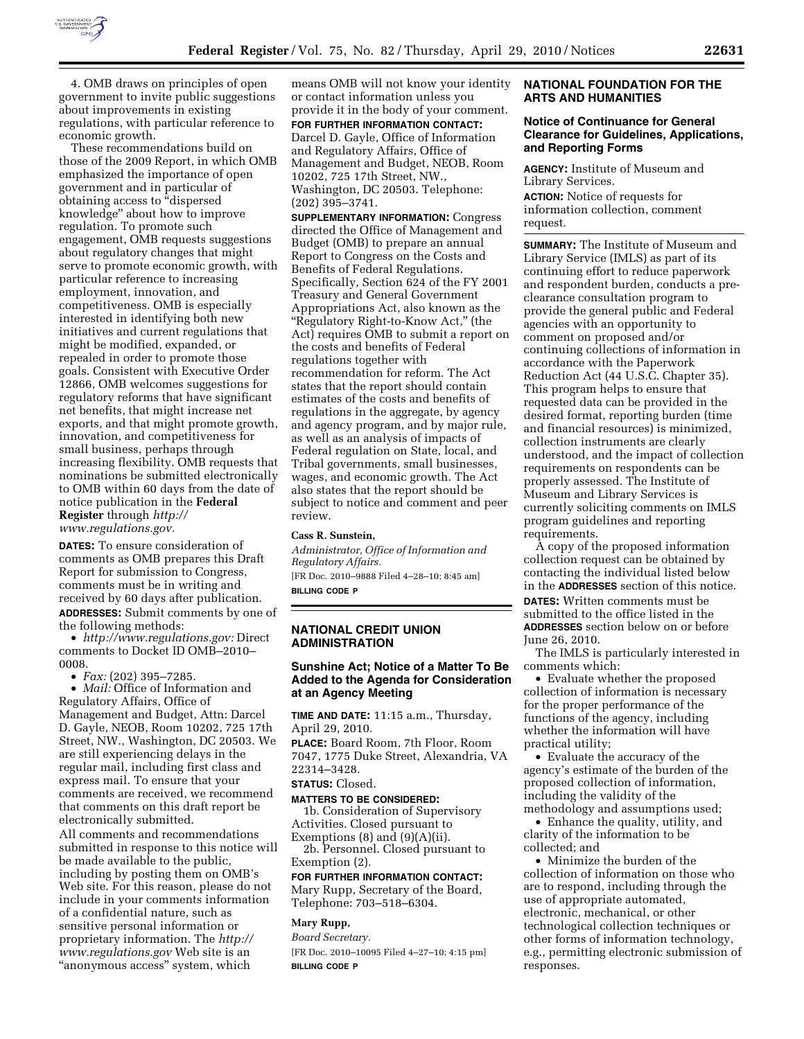4. OMB draws on principles of open government to invite public suggestions about improvements in existing regulations, with particular reference to economic growth.

These recommendations build on those of the 2009 Report, in which OMB emphasized the importance of open government and in particular of obtaining access to "dispersed knowledge" about how to improve regulation. To promote such engagement, OMB requests suggestions about regulatory changes that might serve to promote economic growth, with particular reference to increasing employment, innovation, and competitiveness. OMB is especially interested in identifying both new initiatives and current regulations that might be modified, expanded, or repealed in order to promote those goals. Consistent with Executive Order 12866, OMB welcomes suggestions for regulatory reforms that have significant net benefits, that might increase net exports, and that might promote growth, innovation, and competitiveness for small business, perhaps through increasing flexibility. OMB requests that nominations be submitted electronically to OMB within 60 days from the date of notice publication in the **Federal Register** through *http://www.regulations.gov.*

**DATES:** To ensure consideration of comments as OMB prepares this Draft Report for submission to Congress, comments must be in writing and received by 60 days after publication.

**ADDRESSES:** Submit comments by one of the following methods:

- *http://www.regulations.gov:* Direct comments to Docket ID OMB–2010–0008.
- *Fax:* (202) 395–7285.
- *Mail:* Office of Information and Regulatory Affairs, Office of Management and Budget, Attn: Darcel D. Gayle, NEOB, Room 10202, 725 17th Street, NW., Washington, DC 20503. We are still experiencing delays in the regular mail, including first class and express mail. To ensure that your comments are received, we recommend that comments on this draft report be electronically submitted.

All comments and recommendations submitted in response to this notice will be made available to the public, including by posting them on OMB's Web site. For this reason, please do not include in your comments information of a confidential nature, such as sensitive personal information or proprietary information. The *http://www.regulations.gov* Web site is an "anonymous access" system, which means OMB will not know your identity or contact information unless you provide it in the body of your comment.

**FOR FURTHER INFORMATION CONTACT:** Darcel D. Gayle, Office of Information and Regulatory Affairs, Office of Management and Budget, NEOB, Room 10202, 725 17th Street, NW., Washington, DC 20503. Telephone: (202) 395–3741.

**SUPPLEMENTARY INFORMATION:** Congress directed the Office of Management and Budget (OMB) to prepare an annual Report to Congress on the Costs and Benefits of Federal Regulations. Specifically, Section 624 of the FY 2001 Treasury and General Government Appropriations Act, also known as the "Regulatory Right-to-Know Act," (the Act) requires OMB to submit a report on the costs and benefits of Federal regulations together with recommendation for reform. The Act states that the report should contain estimates of the costs and benefits of regulations in the aggregate, by agency and agency program, and by major rule, as well as an analysis of impacts of Federal regulation on State, local, and Tribal governments, small businesses, wages, and economic growth. The Act also states that the report should be subject to notice and comment and peer review.

**Cass R. Sunstein,**

*Administrator, Office of Information and Regulatory Affairs.*

[FR Doc. 2010–9888 Filed 4–28–10; 8:45 am]

**BILLING CODE P**

## NATIONAL CREDIT UNION ADMINISTRATION

### Sunshine Act; Notice of a Matter To Be Added to the Agenda for Consideration at an Agency Meeting

**TIME AND DATE:** 11:15 a.m., Thursday, April 29, 2010.

**PLACE:** Board Room, 7th Floor, Room 7047, 1775 Duke Street, Alexandria, VA 22314–3428.

**STATUS:** Closed.

**MATTERS TO BE CONSIDERED:**

1b. Consideration of Supervisory Activities. Closed pursuant to Exemptions (8) and (9)(A)(ii).

2b. Personnel. Closed pursuant to Exemption (2).

**FOR FURTHER INFORMATION CONTACT:** Mary Rupp, Secretary of the Board, Telephone: 703–518–6304.

**Mary Rupp,**

*Board Secretary.*

[FR Doc. 2010–10095 Filed 4–27–10; 4:15 pm]

**BILLING CODE P**

## NATIONAL FOUNDATION FOR THE ARTS AND HUMANITIES

### Notice of Continuance for General Clearance for Guidelines, Applications, and Reporting Forms

**AGENCY:** Institute of Museum and Library Services.

**ACTION:** Notice of requests for information collection, comment request.

**SUMMARY:** The Institute of Museum and Library Service (IMLS) as part of its continuing effort to reduce paperwork and respondent burden, conducts a pre-clearance consultation program to provide the general public and Federal agencies with an opportunity to comment on proposed and/or continuing collections of information in accordance with the Paperwork Reduction Act (44 U.S.C. Chapter 35). This program helps to ensure that requested data can be provided in the desired format, reporting burden (time and financial resources) is minimized, collection instruments are clearly understood, and the impact of collection requirements on respondents can be properly assessed. The Institute of Museum and Library Services is currently soliciting comments on IMLS program guidelines and reporting requirements.

A copy of the proposed information collection request can be obtained by contacting the individual listed below in the **ADDRESSES** section of this notice.

**DATES:** Written comments must be submitted to the office listed in the **ADDRESSES** section below on or before June 26, 2010.

The IMLS is particularly interested in comments which:

- Evaluate whether the proposed collection of information is necessary for the proper performance of the functions of the agency, including whether the information will have practical utility;
- Evaluate the accuracy of the agency's estimate of the burden of the proposed collection of information, including the validity of the methodology and assumptions used;
- Enhance the quality, utility, and clarity of the information to be collected; and
- Minimize the burden of the collection of information on those who are to respond, including through the use of appropriate automated, electronic, mechanical, or other technological collection techniques or other forms of information technology, e.g., permitting electronic submission of responses.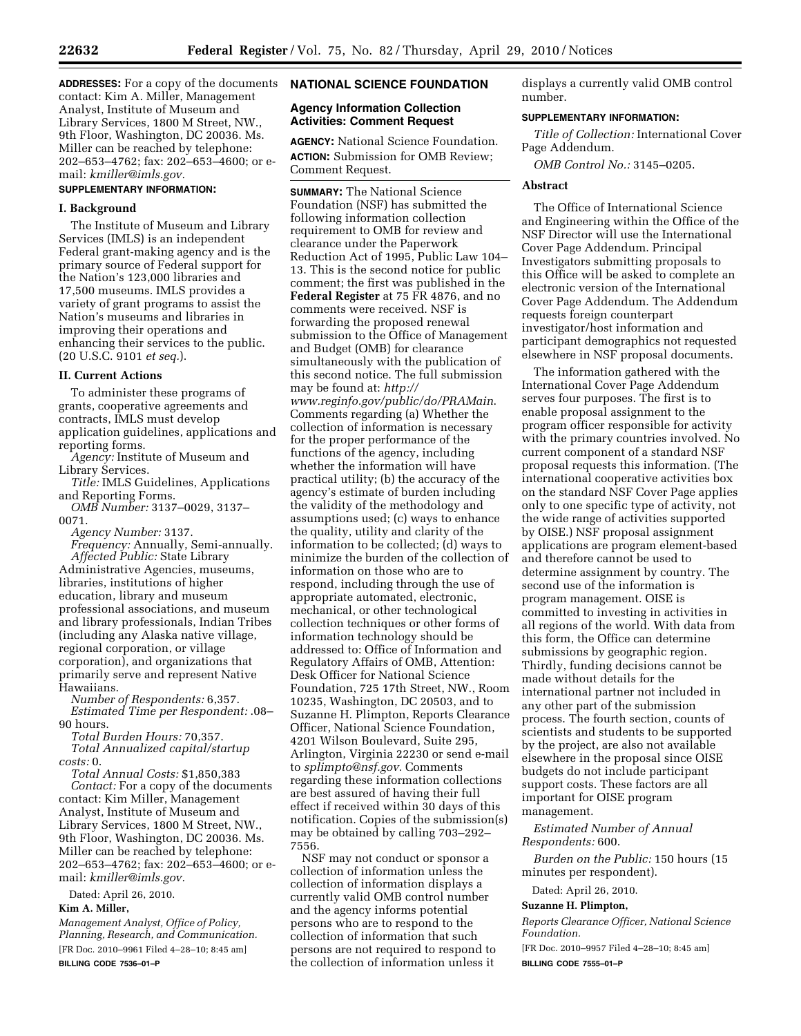**ADDRESSES:** For a copy of the documents contact: Kim A. Miller, Management Analyst, Institute of Museum and Library Services, 1800 M Street, NW., 9th Floor, Washington, DC 20036. Ms. Miller can be reached by telephone: 202–653–4762; fax: 202–653–4600; or e-mail: *kmiller@imls.gov.*

**SUPPLEMENTARY INFORMATION:**

**I. Background**

The Institute of Museum and Library Services (IMLS) is an independent Federal grant-making agency and is the primary source of Federal support for the Nation's 123,000 libraries and 17,500 museums. IMLS provides a variety of grant programs to assist the Nation's museums and libraries in improving their operations and enhancing their services to the public. (20 U.S.C. 9101 *et seq.*).

**II. Current Actions**

To administer these programs of grants, cooperative agreements and contracts, IMLS must develop application guidelines, applications and reporting forms.

*Agency:* Institute of Museum and Library Services.

*Title:* IMLS Guidelines, Applications and Reporting Forms.

*OMB Number:* 3137–0029, 3137–0071.

*Agency Number:* 3137.

*Frequency:* Annually, Semi-annually.

*Affected Public:* State Library Administrative Agencies, museums, libraries, institutions of higher education, library and museum professional associations, and museum and library professionals, Indian Tribes (including any Alaska native village, regional corporation, or village corporation), and organizations that primarily serve and represent Native Hawaiians.

*Number of Respondents:* 6,357.

*Estimated Time per Respondent:* .08–90 hours.

*Total Burden Hours:* 70,357.

*Total Annualized capital/startup costs:* 0.

*Total Annual Costs:* $1,850,383

*Contact:* For a copy of the documents contact: Kim Miller, Management Analyst, Institute of Museum and Library Services, 1800 M Street, NW., 9th Floor, Washington, DC 20036. Ms. Miller can be reached by telephone: 202–653–4762; fax: 202–653–4600; or e-mail: *kmiller@imls.gov.*

Dated: April 26, 2010.

**Kim A. Miller,**

*Management Analyst, Office of Policy, Planning, Research, and Communication.*

[FR Doc. 2010–9961 Filed 4–28–10; 8:45 am]

**BILLING CODE 7536–01–P**

## NATIONAL SCIENCE FOUNDATION

### Agency Information Collection Activities: Comment Request

**AGENCY:** National Science Foundation.

**ACTION:** Submission for OMB Review; Comment Request.

**SUMMARY:** The National Science Foundation (NSF) has submitted the following information collection requirement to OMB for review and clearance under the Paperwork Reduction Act of 1995, Public Law 104–13. This is the second notice for public comment; the first was published in the **Federal Register** at 75 FR 4876, and no comments were received. NSF is forwarding the proposed renewal submission to the Office of Management and Budget (OMB) for clearance simultaneously with the publication of this second notice. The full submission may be found at: *http://www.reginfo.gov/public/do/PRAMain.* Comments regarding (a) Whether the collection of information is necessary for the proper performance of the functions of the agency, including whether the information will have practical utility; (b) the accuracy of the agency's estimate of burden including the validity of the methodology and assumptions used; (c) ways to enhance the quality, utility and clarity of the information to be collected; (d) ways to minimize the burden of the collection of information on those who are to respond, including through the use of appropriate automated, electronic, mechanical, or other technological collection techniques or other forms of information technology should be addressed to: Office of Information and Regulatory Affairs of OMB, Attention: Desk Officer for National Science Foundation, 725 17th Street, NW., Room 10235, Washington, DC 20503, and to Suzanne H. Plimpton, Reports Clearance Officer, National Science Foundation, 4201 Wilson Boulevard, Suite 295, Arlington, Virginia 22230 or send e-mail to *splimpto@nsf.gov.* Comments regarding these information collections are best assured of having their full effect if received within 30 days of this notification. Copies of the submission(s) may be obtained by calling 703–292–7556.

NSF may not conduct or sponsor a collection of information unless the collection of information displays a currently valid OMB control number and the agency informs potential persons who are to respond to the collection of information that such persons are not required to respond to the collection of information unless it displays a currently valid OMB control number.

**SUPPLEMENTARY INFORMATION:**

*Title of Collection:* International Cover Page Addendum.

*OMB Control No.:* 3145–0205.

**Abstract**

The Office of International Science and Engineering within the Office of the NSF Director will use the International Cover Page Addendum. Principal Investigators submitting proposals to this Office will be asked to complete an electronic version of the International Cover Page Addendum. The Addendum requests foreign counterpart investigator/host information and participant demographics not requested elsewhere in NSF proposal documents.

The information gathered with the International Cover Page Addendum serves four purposes. The first is to enable proposal assignment to the program officer responsible for activity with the primary countries involved. No current component of a standard NSF proposal requests this information. (The international cooperative activities box on the standard NSF Cover Page applies only to one specific type of activity, not the wide range of activities supported by OISE.) NSF proposal assignment applications are program element-based and therefore cannot be used to determine assignment by country. The second use of the information is program management. OISE is committed to investing in activities in all regions of the world. With data from this form, the Office can determine submissions by geographic region. Thirdly, funding decisions cannot be made without details for the international partner not included in any other part of the submission process. The fourth section, counts of scientists and students to be supported by the project, are also not available elsewhere in the proposal since OISE budgets do not include participant support costs. These factors are all important for OISE program management.

*Estimated Number of Annual Respondents:* 600.

*Burden on the Public:* 150 hours (15 minutes per respondent).

Dated: April 26, 2010.

**Suzanne H. Plimpton,**

*Reports Clearance Officer, National Science Foundation.*

[FR Doc. 2010–9957 Filed 4–28–10; 8:45 am]

**BILLING CODE 7555–01–P**